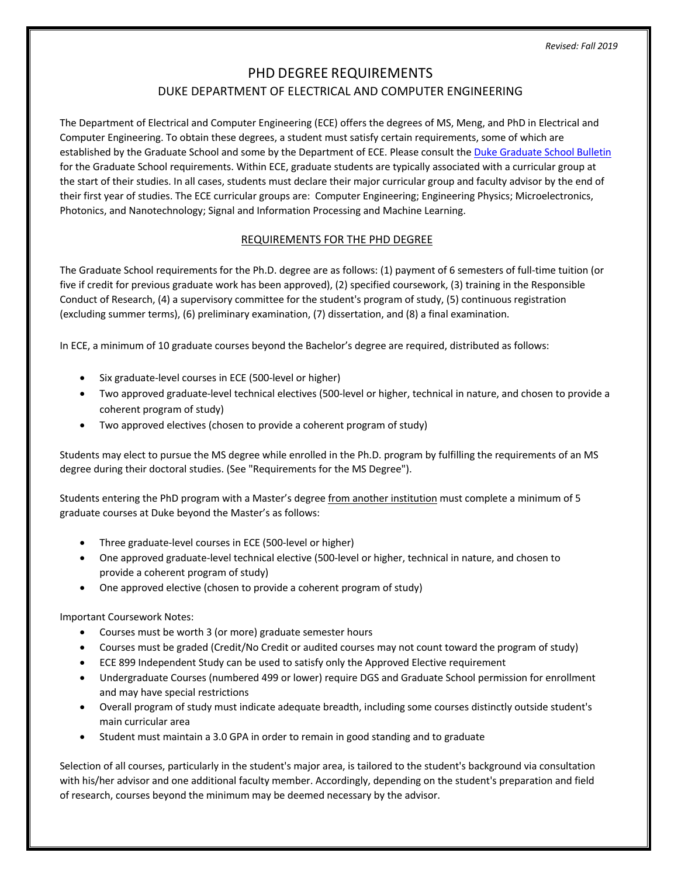*Revised: Fall 2019*

# PHD DEGREE REQUIREMENTS

## DUKE DEPARTMENT OF ELECTRICAL AND COMPUTER ENGINEERING

The Department of Electrical and Computer Engineering (ECE) offers the degrees of MS, Meng, and PhD in Electrical and Computer Engineering. To obtain these degrees, a student must satisfy certain requirements, some of which are established by the Graduate School and some by the Department of ECE. Please consult the [Duke Graduate School Bulletin] for the Graduate School requirements. Within ECE, graduate students are typically associated with a curricular group at the start of their studies. In all cases, students must declare their major curricular group and faculty advisor by the end of their first year of studies. The ECE curricular groups are: Computer Engineering; Engineering Physics; Microelectronics, Photonics, and Nanotechnology; Signal and Information Processing and Machine Learning.

### REQUIREMENTS FOR THE PHD DEGREE

The Graduate School requirements for the Ph.D. degree are as follows: (1) payment of 6 semesters of full-time tuition (or five if credit for previous graduate work has been approved), (2) specified coursework, (3) training in the Responsible Conduct of Research, (4) a supervisory committee for the student's program of study, (5) continuous registration (excluding summer terms), (6) preliminary examination, (7) dissertation, and (8) a final examination.

In ECE, a minimum of 10 graduate courses beyond the Bachelor's degree are required, distributed as follows:

- Six graduate-level courses in ECE (500-level or higher)
- Two approved graduate-level technical electives (500-level or higher, technical in nature, and chosen to provide a coherent program of study)
- Two approved electives (chosen to provide a coherent program of study)

Students may elect to pursue the MS degree while enrolled in the Ph.D. program by fulfilling the requirements of an MS degree during their doctoral studies. (See "Requirements for the MS Degree").

Students entering the PhD program with a Master's degree from another institution must complete a minimum of 5 graduate courses at Duke beyond the Master's as follows:

- Three graduate-level courses in ECE (500-level or higher)
- One approved graduate-level technical elective (500-level or higher, technical in nature, and chosen to provide a coherent program of study)
- One approved elective (chosen to provide a coherent program of study)

Important Coursework Notes:

- Courses must be worth 3 (or more) graduate semester hours
- Courses must be graded (Credit/No Credit or audited courses may not count toward the program of study)
- ECE 899 Independent Study can be used to satisfy only the Approved Elective requirement
- Undergraduate Courses (numbered 499 or lower) require DGS and Graduate School permission for enrollment and may have special restrictions
- Overall program of study must indicate adequate breadth, including some courses distinctly outside student's main curricular area
- Student must maintain a 3.0 GPA in order to remain in good standing and to graduate

Selection of all courses, particularly in the student's major area, is tailored to the student's background via consultation with his/her advisor and one additional faculty member. Accordingly, depending on the student's preparation and field of research, courses beyond the minimum may be deemed necessary by the advisor.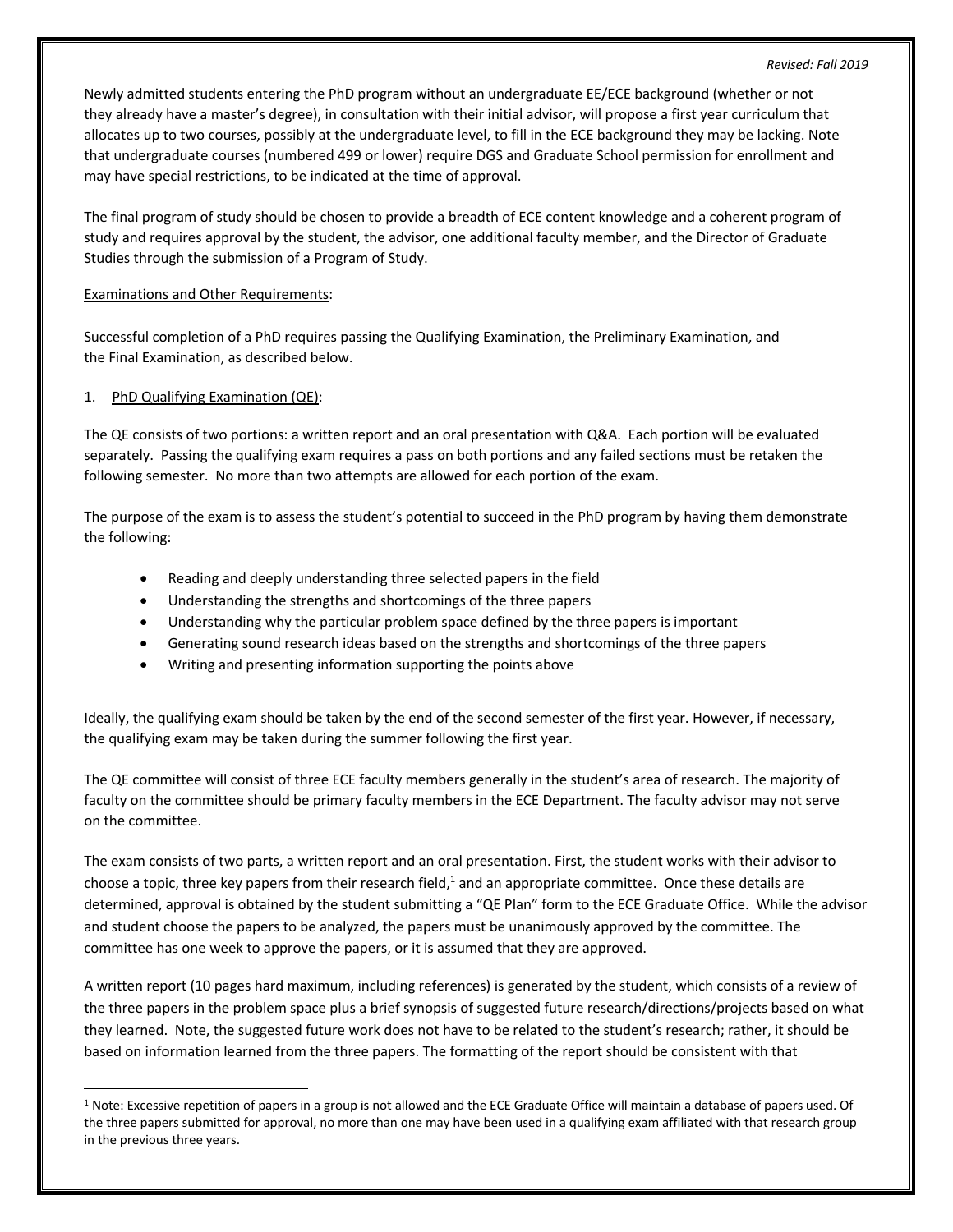Newly admitted students entering the PhD program without an undergraduate EE/ECE background (whether or not they already have a master's degree), in consultation with their initial advisor, will propose a first year curriculum that allocates up to two courses, possibly at the undergraduate level, to fill in the ECE background they may be lacking. Note that undergraduate courses (numbered 499 or lower) require DGS and Graduate School permission for enrollment and may have special restrictions, to be indicated at the time of approval.

The final program of study should be chosen to provide a breadth of ECE content knowledge and a coherent program of study and requires approval by the student, the advisor, one additional faculty member, and the Director of Graduate Studies through the submission of a Program of Study.

Examinations and Other Requirements:

Successful completion of a PhD requires passing the Qualifying Examination, the Preliminary Examination, and the Final Examination, as described below.

1. PhD Qualifying Examination (QE):

The QE consists of two portions: a written report and an oral presentation with Q&A. Each portion will be evaluated separately. Passing the qualifying exam requires a pass on both portions and any failed sections must be retaken the following semester. No more than two attempts are allowed for each portion of the exam.

The purpose of the exam is to assess the student's potential to succeed in the PhD program by having them demonstrate the following:

- Reading and deeply understanding three selected papers in the field
- Understanding the strengths and shortcomings of the three papers
- Understanding why the particular problem space defined by the three papers is important
- Generating sound research ideas based on the strengths and shortcomings of the three papers
- Writing and presenting information supporting the points above

Ideally, the qualifying exam should be taken by the end of the second semester of the first year. However, if necessary, the qualifying exam may be taken during the summer following the first year.

The QE committee will consist of three ECE faculty members generally in the student's area of research. The majority of faculty on the committee should be primary faculty members in the ECE Department. The faculty advisor may not serve on the committee.

The exam consists of two parts, a written report and an oral presentation. First, the student works with their advisor to choose a topic, three key papers from their research field,[1] and an appropriate committee. Once these details are determined, approval is obtained by the student submitting a "QE Plan" form to the ECE Graduate Office. While the advisor and student choose the papers to be analyzed, the papers must be unanimously approved by the committee. The committee has one week to approve the papers, or it is assumed that they are approved.

A written report (10 pages hard maximum, including references) is generated by the student, which consists of a review of the three papers in the problem space plus a brief synopsis of suggested future research/directions/projects based on what they learned. Note, the suggested future work does not have to be related to the student's research; rather, it should be based on information learned from the three papers. The formatting of the report should be consistent with that

[1] Note: Excessive repetition of papers in a group is not allowed and the ECE Graduate Office will maintain a database of papers used. Of the three papers submitted for approval, no more than one may have been used in a qualifying exam affiliated with that research group in the previous three years.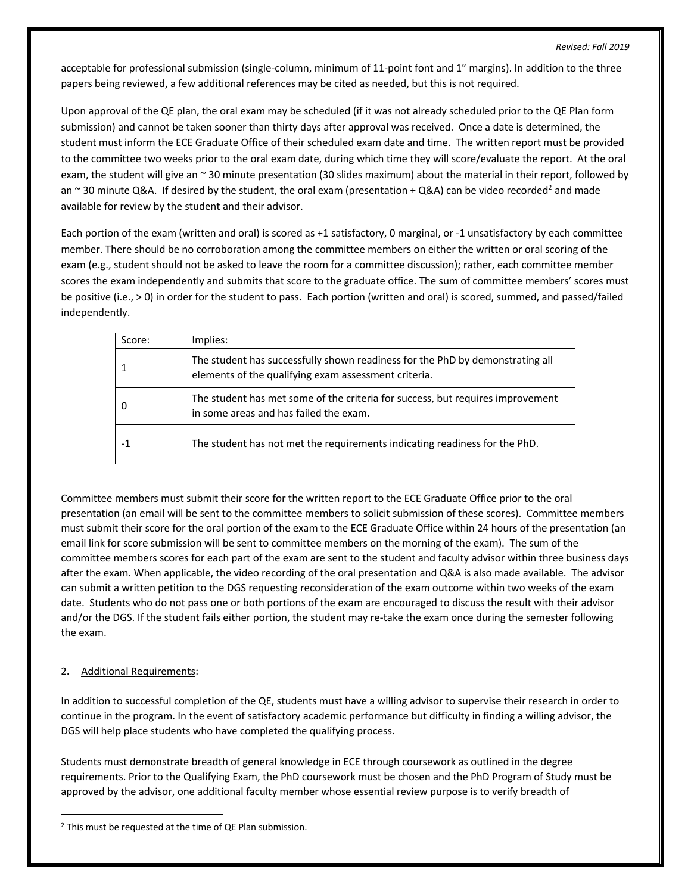acceptable for professional submission (single-column, minimum of 11-point font and 1" margins). In addition to the three papers being reviewed, a few additional references may be cited as needed, but this is not required.

Upon approval of the QE plan, the oral exam may be scheduled (if it was not already scheduled prior to the QE Plan form submission) and cannot be taken sooner than thirty days after approval was received. Once a date is determined, the student must inform the ECE Graduate Office of their scheduled exam date and time. The written report must be provided to the committee two weeks prior to the oral exam date, during which time they will score/evaluate the report. At the oral exam, the student will give an ~ 30 minute presentation (30 slides maximum) about the material in their report, followed by an ~ 30 minute Q&A. If desired by the student, the oral exam (presentation + Q&A) can be video recorded[2] and made available for review by the student and their advisor.

Each portion of the exam (written and oral) is scored as +1 satisfactory, 0 marginal, or -1 unsatisfactory by each committee member. There should be no corroboration among the committee members on either the written or oral scoring of the exam (e.g., student should not be asked to leave the room for a committee discussion); rather, each committee member scores the exam independently and submits that score to the graduate office. The sum of committee members' scores must be positive (i.e., > 0) in order for the student to pass. Each portion (written and oral) is scored, summed, and passed/failed independently.

| Score: | Implies: |
|---|---|
| 1 | The student has successfully shown readiness for the PhD by demonstrating all elements of the qualifying exam assessment criteria. |
| 0 | The student has met some of the criteria for success, but requires improvement in some areas and has failed the exam. |
| -1 | The student has not met the requirements indicating readiness for the PhD. |

Committee members must submit their score for the written report to the ECE Graduate Office prior to the oral presentation (an email will be sent to the committee members to solicit submission of these scores). Committee members must submit their score for the oral portion of the exam to the ECE Graduate Office within 24 hours of the presentation (an email link for score submission will be sent to committee members on the morning of the exam). The sum of the committee members scores for each part of the exam are sent to the student and faculty advisor within three business days after the exam. When applicable, the video recording of the oral presentation and Q&A is also made available. The advisor can submit a written petition to the DGS requesting reconsideration of the exam outcome within two weeks of the exam date. Students who do not pass one or both portions of the exam are encouraged to discuss the result with their advisor and/or the DGS. If the student fails either portion, the student may re-take the exam once during the semester following the exam.

2. Additional Requirements:

In addition to successful completion of the QE, students must have a willing advisor to supervise their research in order to continue in the program. In the event of satisfactory academic performance but difficulty in finding a willing advisor, the DGS will help place students who have completed the qualifying process.

Students must demonstrate breadth of general knowledge in ECE through coursework as outlined in the degree requirements. Prior to the Qualifying Exam, the PhD coursework must be chosen and the PhD Program of Study must be approved by the advisor, one additional faculty member whose essential review purpose is to verify breadth of

[2] This must be requested at the time of QE Plan submission.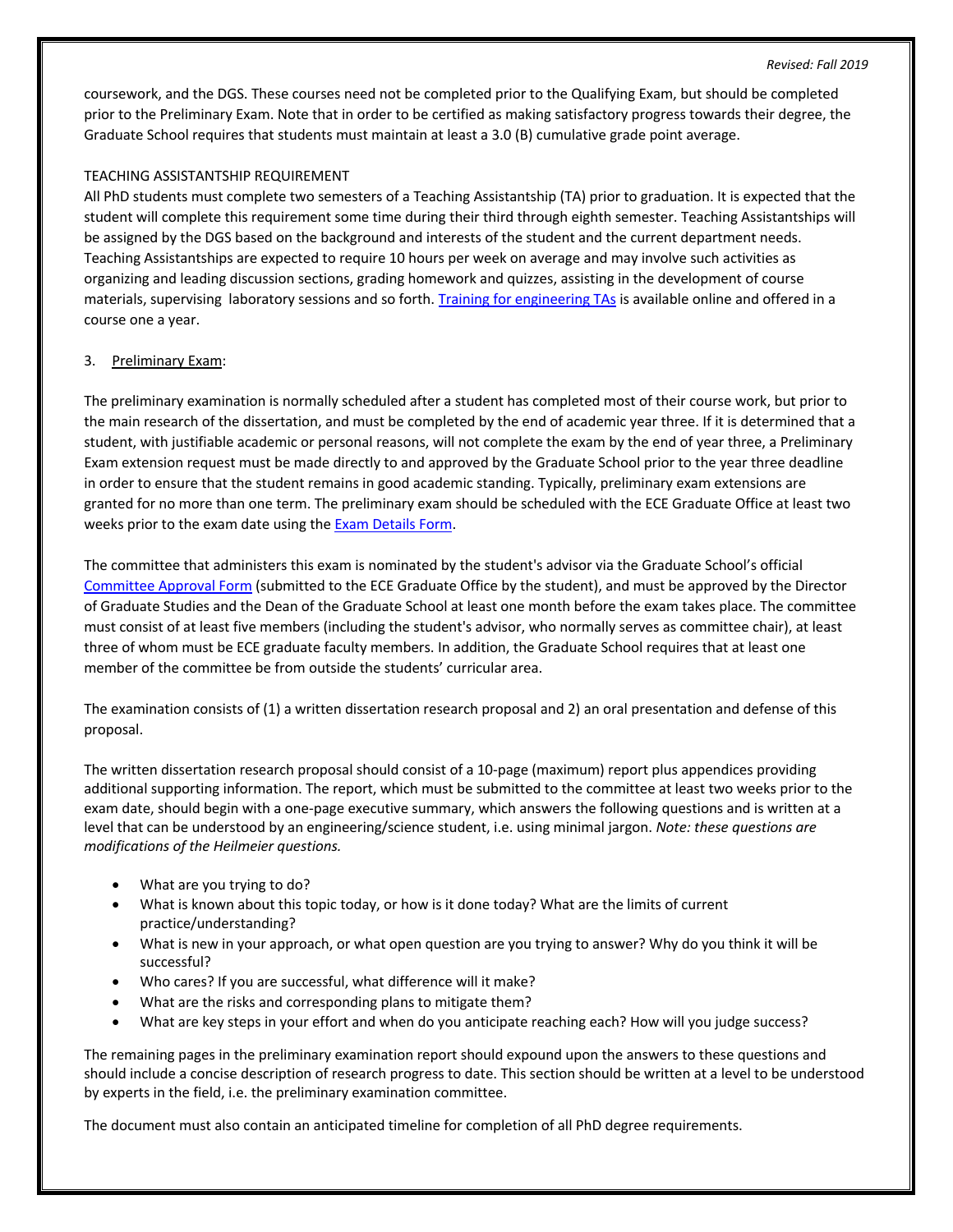coursework, and the DGS. These courses need not be completed prior to the Qualifying Exam, but should be completed prior to the Preliminary Exam. Note that in order to be certified as making satisfactory progress towards their degree, the Graduate School requires that students must maintain at least a 3.0 (B) cumulative grade point average.

TEACHING ASSISTANTSHIP REQUIREMENT

All PhD students must complete two semesters of a Teaching Assistantship (TA) prior to graduation. It is expected that the student will complete this requirement some time during their third through eighth semester. Teaching Assistantships will be assigned by the DGS based on the background and interests of the student and the current department needs. Teaching Assistantships are expected to require 10 hours per week on average and may involve such activities as organizing and leading discussion sections, grading homework and quizzes, assisting in the development of course materials, supervising laboratory sessions and so forth. Training for engineering TAs is available online and offered in a course one a year.

3. Preliminary Exam:

The preliminary examination is normally scheduled after a student has completed most of their course work, but prior to the main research of the dissertation, and must be completed by the end of academic year three. If it is determined that a student, with justifiable academic or personal reasons, will not complete the exam by the end of year three, a Preliminary Exam extension request must be made directly to and approved by the Graduate School prior to the year three deadline in order to ensure that the student remains in good academic standing. Typically, preliminary exam extensions are granted for no more than one term. The preliminary exam should be scheduled with the ECE Graduate Office at least two weeks prior to the exam date using the Exam Details Form.

The committee that administers this exam is nominated by the student's advisor via the Graduate School's official Committee Approval Form (submitted to the ECE Graduate Office by the student), and must be approved by the Director of Graduate Studies and the Dean of the Graduate School at least one month before the exam takes place. The committee must consist of at least five members (including the student's advisor, who normally serves as committee chair), at least three of whom must be ECE graduate faculty members. In addition, the Graduate School requires that at least one member of the committee be from outside the students' curricular area.

The examination consists of (1) a written dissertation research proposal and 2) an oral presentation and defense of this proposal.

The written dissertation research proposal should consist of a 10-page (maximum) report plus appendices providing additional supporting information. The report, which must be submitted to the committee at least two weeks prior to the exam date, should begin with a one-page executive summary, which answers the following questions and is written at a level that can be understood by an engineering/science student, i.e. using minimal jargon. *Note: these questions are modifications of the Heilmeier questions.*

- What are you trying to do?
- What is known about this topic today, or how is it done today? What are the limits of current practice/understanding?
- What is new in your approach, or what open question are you trying to answer? Why do you think it will be successful?
- Who cares? If you are successful, what difference will it make?
- What are the risks and corresponding plans to mitigate them?
- What are key steps in your effort and when do you anticipate reaching each? How will you judge success?

The remaining pages in the preliminary examination report should expound upon the answers to these questions and should include a concise description of research progress to date. This section should be written at a level to be understood by experts in the field, i.e. the preliminary examination committee.

The document must also contain an anticipated timeline for completion of all PhD degree requirements.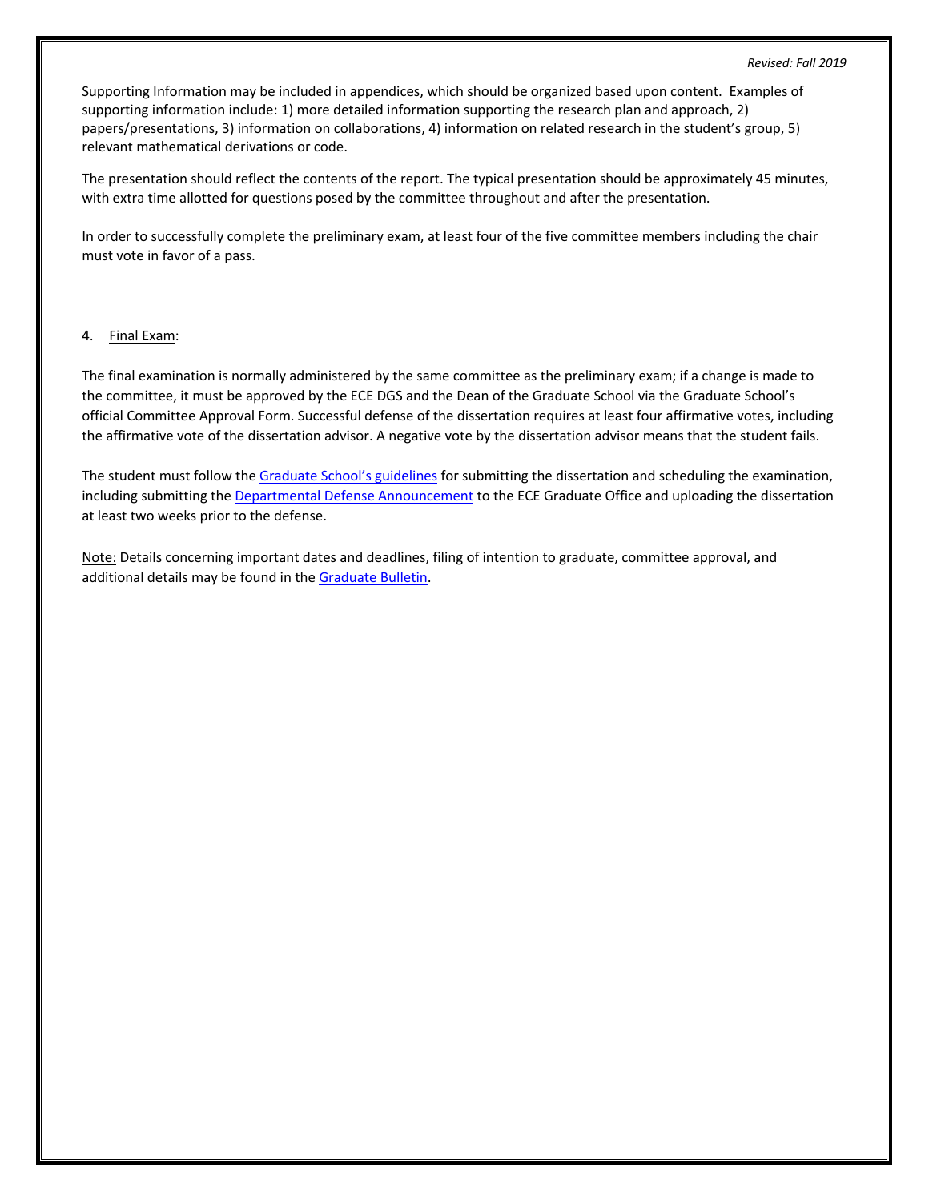Supporting Information may be included in appendices, which should be organized based upon content. Examples of supporting information include: 1) more detailed information supporting the research plan and approach, 2) papers/presentations, 3) information on collaborations, 4) information on related research in the student's group, 5) relevant mathematical derivations or code.

The presentation should reflect the contents of the report. The typical presentation should be approximately 45 minutes, with extra time allotted for questions posed by the committee throughout and after the presentation.

In order to successfully complete the preliminary exam, at least four of the five committee members including the chair must vote in favor of a pass.

4. Final Exam:

The final examination is normally administered by the same committee as the preliminary exam; if a change is made to the committee, it must be approved by the ECE DGS and the Dean of the Graduate School via the Graduate School's official Committee Approval Form. Successful defense of the dissertation requires at least four affirmative votes, including the affirmative vote of the dissertation advisor. A negative vote by the dissertation advisor means that the student fails.

The student must follow the Graduate School's guidelines for submitting the dissertation and scheduling the examination, including submitting the Departmental Defense Announcement to the ECE Graduate Office and uploading the dissertation at least two weeks prior to the defense.

Note: Details concerning important dates and deadlines, filing of intention to graduate, committee approval, and additional details may be found in the Graduate Bulletin.